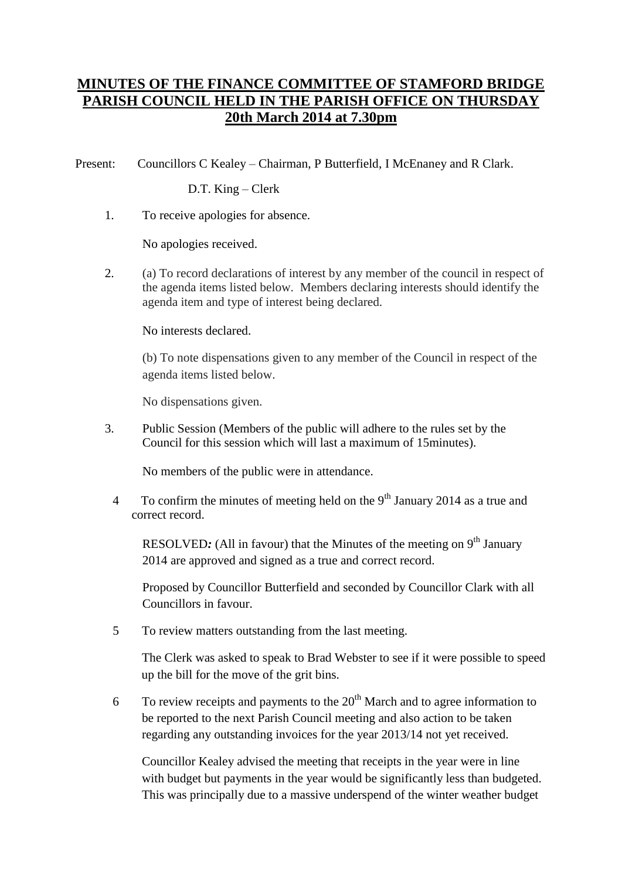# MINUTES OF THE FINANCE COMMITTEE OF STAMFORD BRIDGE PARISH COUNCIL HELD IN THE PARISH OFFICE ON THURSDAY 20th March 2014 at 7.30pm

Present: Councillors C Kealey – Chairman, P Butterfield, I McEnaney and R Clark.

D.T. King – Clerk

1. To receive apologies for absence.

   No apologies received.

2. (a) To record declarations of interest by any member of the council in respect of the agenda items listed below. Members declaring interests should identify the agenda item and type of interest being declared.

   No interests declared.

   (b) To note dispensations given to any member of the Council in respect of the agenda items listed below.

   No dispensations given.

3. Public Session (Members of the public will adhere to the rules set by the Council for this session which will last a maximum of 15minutes).

   No members of the public were in attendance.

4. To confirm the minutes of meeting held on the 9th January 2014 as a true and correct record.

   RESOLVED*:* (All in favour) that the Minutes of the meeting on 9th January 2014 are approved and signed as a true and correct record.

   Proposed by Councillor Butterfield and seconded by Councillor Clark with all Councillors in favour.

5. To review matters outstanding from the last meeting.

   The Clerk was asked to speak to Brad Webster to see if it were possible to speed up the bill for the move of the grit bins.

6. To review receipts and payments to the 20th March and to agree information to be reported to the next Parish Council meeting and also action to be taken regarding any outstanding invoices for the year 2013/14 not yet received.

   Councillor Kealey advised the meeting that receipts in the year were in line with budget but payments in the year would be significantly less than budgeted. This was principally due to a massive underspend of the winter weather budget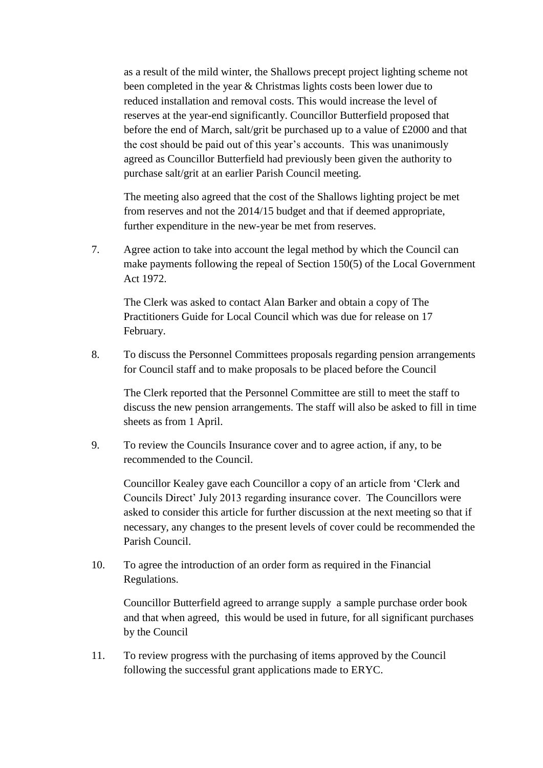as a result of the mild winter, the Shallows precept project lighting scheme not been completed in the year & Christmas lights costs been lower due to reduced installation and removal costs. This would increase the level of reserves at the year-end significantly. Councillor Butterfield proposed that before the end of March, salt/grit be purchased up to a value of £2000 and that the cost should be paid out of this year's accounts. This was unanimously agreed as Councillor Butterfield had previously been given the authority to purchase salt/grit at an earlier Parish Council meeting.

The meeting also agreed that the cost of the Shallows lighting project be met from reserves and not the 2014/15 budget and that if deemed appropriate, further expenditure in the new-year be met from reserves.

7. Agree action to take into account the legal method by which the Council can make payments following the repeal of Section 150(5) of the Local Government Act 1972.

   The Clerk was asked to contact Alan Barker and obtain a copy of The Practitioners Guide for Local Council which was due for release on 17 February.

8. To discuss the Personnel Committees proposals regarding pension arrangements for Council staff and to make proposals to be placed before the Council

   The Clerk reported that the Personnel Committee are still to meet the staff to discuss the new pension arrangements. The staff will also be asked to fill in time sheets as from 1 April.

9. To review the Councils Insurance cover and to agree action, if any, to be recommended to the Council.

   Councillor Kealey gave each Councillor a copy of an article from 'Clerk and Councils Direct' July 2013 regarding insurance cover. The Councillors were asked to consider this article for further discussion at the next meeting so that if necessary, any changes to the present levels of cover could be recommended the Parish Council.

10. To agree the introduction of an order form as required in the Financial Regulations.

    Councillor Butterfield agreed to arrange supply a sample purchase order book and that when agreed, this would be used in future, for all significant purchases by the Council

11. To review progress with the purchasing of items approved by the Council following the successful grant applications made to ERYC.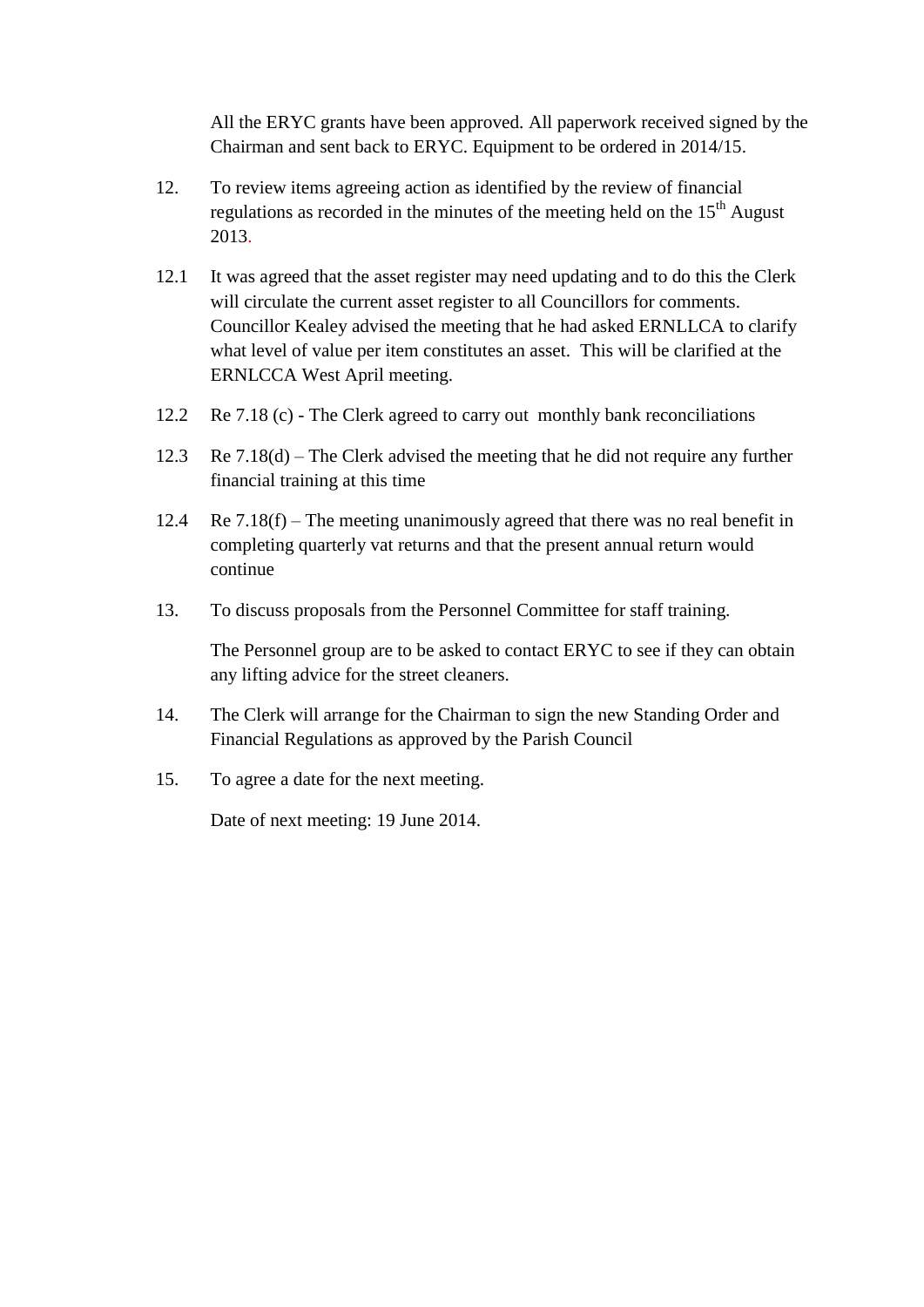All the ERYC grants have been approved. All paperwork received signed by the Chairman and sent back to ERYC. Equipment to be ordered in 2014/15.

12. To review items agreeing action as identified by the review of financial regulations as recorded in the minutes of the meeting held on the 15th August 2013.

12.1 It was agreed that the asset register may need updating and to do this the Clerk will circulate the current asset register to all Councillors for comments. Councillor Kealey advised the meeting that he had asked ERNLLCA to clarify what level of value per item constitutes an asset. This will be clarified at the ERNLCCA West April meeting.

12.2 Re 7.18 (c) - The Clerk agreed to carry out monthly bank reconciliations

12.3 Re 7.18(d) – The Clerk advised the meeting that he did not require any further financial training at this time

12.4 Re 7.18(f) – The meeting unanimously agreed that there was no real benefit in completing quarterly vat returns and that the present annual return would continue

13. To discuss proposals from the Personnel Committee for staff training.

The Personnel group are to be asked to contact ERYC to see if they can obtain any lifting advice for the street cleaners.

14. The Clerk will arrange for the Chairman to sign the new Standing Order and Financial Regulations as approved by the Parish Council

15. To agree a date for the next meeting.

Date of next meeting: 19 June 2014.